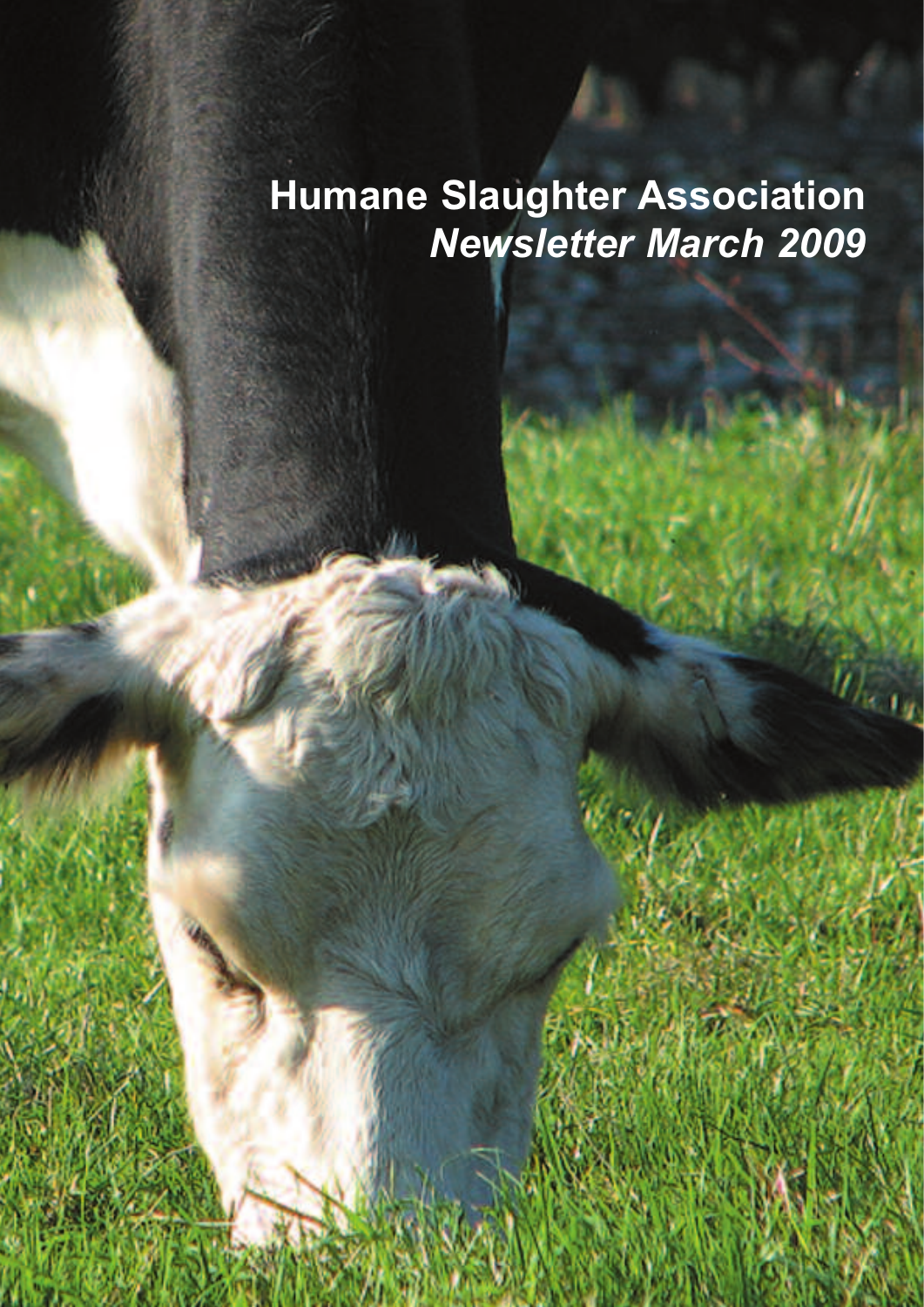# Humane Slaughter Association

*Newsletter March 2009*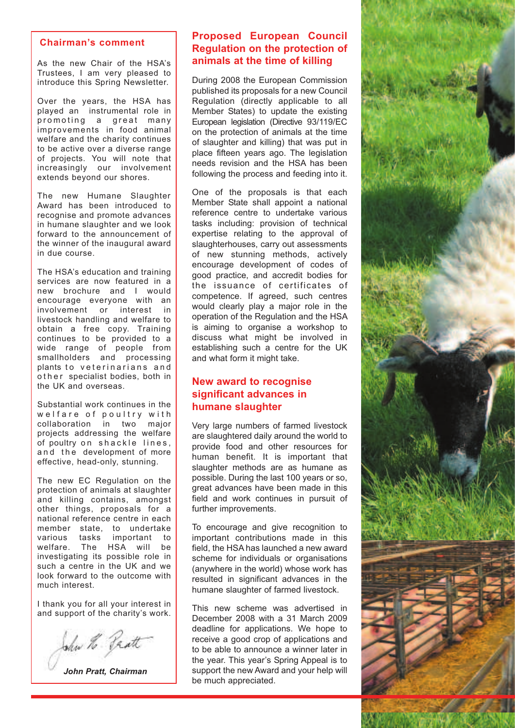## Chairman's comment

As the new Chair of the HSA's Trustees, I am very pleased to introduce this Spring Newsletter.

Over the years, the HSA has played an instrumental role in promoting a great many improvements in food animal welfare and the charity continues to be active over a diverse range of projects. You will note that increasingly our involvement extends beyond our shores.

The new Humane Slaughter Award has been introduced to recognise and promote advances in humane slaughter and we look forward to the announcement of the winner of the inaugural award in due course.

The HSA's education and training services are now featured in a new brochure and I would encourage everyone with an involvement or interest in livestock handling and welfare to obtain a free copy. Training continues to be provided to a wide range of people from smallholders and processing plants to veterinarians and other specialist bodies, both in the UK and overseas.

Substantial work continues in the welfare of poultry with collaboration in two major projects addressing the welfare of poultry on shackle lines, and the development of more effective, head-only, stunning.

The new EC Regulation on the protection of animals at slaughter and killing contains, amongst other things, proposals for a national reference centre in each member state, to undertake various tasks important to welfare. The HSA will be investigating its possible role in such a centre in the UK and we look forward to the outcome with much interest.

I thank you for all your interest in and support of the charity's work.

*John Pratt, Chairman*

## Proposed European Council Regulation on the protection of animals at the time of killing

During 2008 the European Commission published its proposals for a new Council Regulation (directly applicable to all Member States) to update the existing European legislation (Directive 93/119/EC on the protection of animals at the time of slaughter and killing) that was put in place fifteen years ago. The legislation needs revision and the HSA has been following the process and feeding into it.

One of the proposals is that each Member State shall appoint a national reference centre to undertake various tasks including: provision of technical expertise relating to the approval of slaughterhouses, carry out assessments of new stunning methods, actively encourage development of codes of good practice, and accredit bodies for the issuance of certificates of competence. If agreed, such centres would clearly play a major role in the operation of the Regulation and the HSA is aiming to organise a workshop to discuss what might be involved in establishing such a centre for the UK and what form it might take.

## New award to recognise significant advances in humane slaughter

Very large numbers of farmed livestock are slaughtered daily around the world to provide food and other resources for human benefit. It is important that slaughter methods are as humane as possible. During the last 100 years or so, great advances have been made in this field and work continues in pursuit of further improvements.

To encourage and give recognition to important contributions made in this field, the HSA has launched a new award scheme for individuals or organisations (anywhere in the world) whose work has resulted in significant advances in the humane slaughter of farmed livestock.

This new scheme was advertised in December 2008 with a 31 March 2009 deadline for applications. We hope to receive a good crop of applications and to be able to announce a winner later in the year. This year's Spring Appeal is to support the new Award and your help will be much appreciated.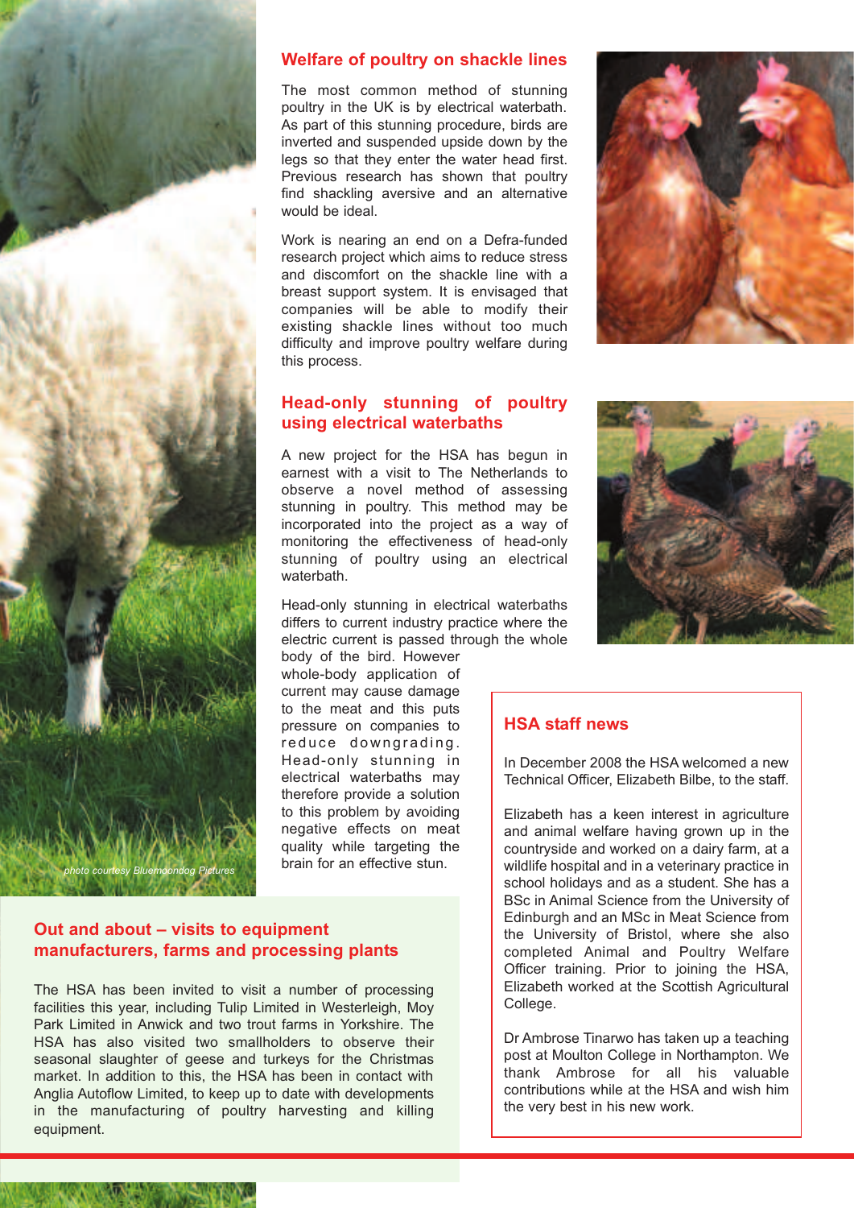## Welfare of poultry on shackle lines

The most common method of stunning poultry in the UK is by electrical waterbath. As part of this stunning procedure, birds are inverted and suspended upside down by the legs so that they enter the water head first. Previous research has shown that poultry find shackling aversive and an alternative would be ideal.

Work is nearing an end on a Defra-funded research project which aims to reduce stress and discomfort on the shackle line with a breast support system. It is envisaged that companies will be able to modify their existing shackle lines without too much difficulty and improve poultry welfare during this process.

## Head-only stunning of poultry using electrical waterbaths

A new project for the HSA has begun in earnest with a visit to The Netherlands to observe a novel method of assessing stunning in poultry. This method may be incorporated into the project as a way of monitoring the effectiveness of head-only stunning of poultry using an electrical waterbath.

Head-only stunning in electrical waterbaths differs to current industry practice where the electric current is passed through the whole body of the bird. However whole-body application of current may cause damage to the meat and this puts pressure on companies to reduce downgrading. Head-only stunning in electrical waterbaths may therefore provide a solution to this problem by avoiding negative effects on meat quality while targeting the brain for an effective stun.

*photo courtesy Bluemoondog Pictures*

## Out and about – visits to equipment manufacturers, farms and processing plants

The HSA has been invited to visit a number of processing facilities this year, including Tulip Limited in Westerleigh, Moy Park Limited in Anwick and two trout farms in Yorkshire. The HSA has also visited two smallholders to observe their seasonal slaughter of geese and turkeys for the Christmas market. In addition to this, the HSA has been in contact with Anglia Autoflow Limited, to keep up to date with developments in the manufacturing of poultry harvesting and killing equipment.

## HSA staff news

In December 2008 the HSA welcomed a new Technical Officer, Elizabeth Bilbe, to the staff.

Elizabeth has a keen interest in agriculture and animal welfare having grown up in the countryside and worked on a dairy farm, at a wildlife hospital and in a veterinary practice in school holidays and as a student. She has a BSc in Animal Science from the University of Edinburgh and an MSc in Meat Science from the University of Bristol, where she also completed Animal and Poultry Welfare Officer training. Prior to joining the HSA, Elizabeth worked at the Scottish Agricultural College.

Dr Ambrose Tinarwo has taken up a teaching post at Moulton College in Northampton. We thank Ambrose for all his valuable contributions while at the HSA and wish him the very best in his new work.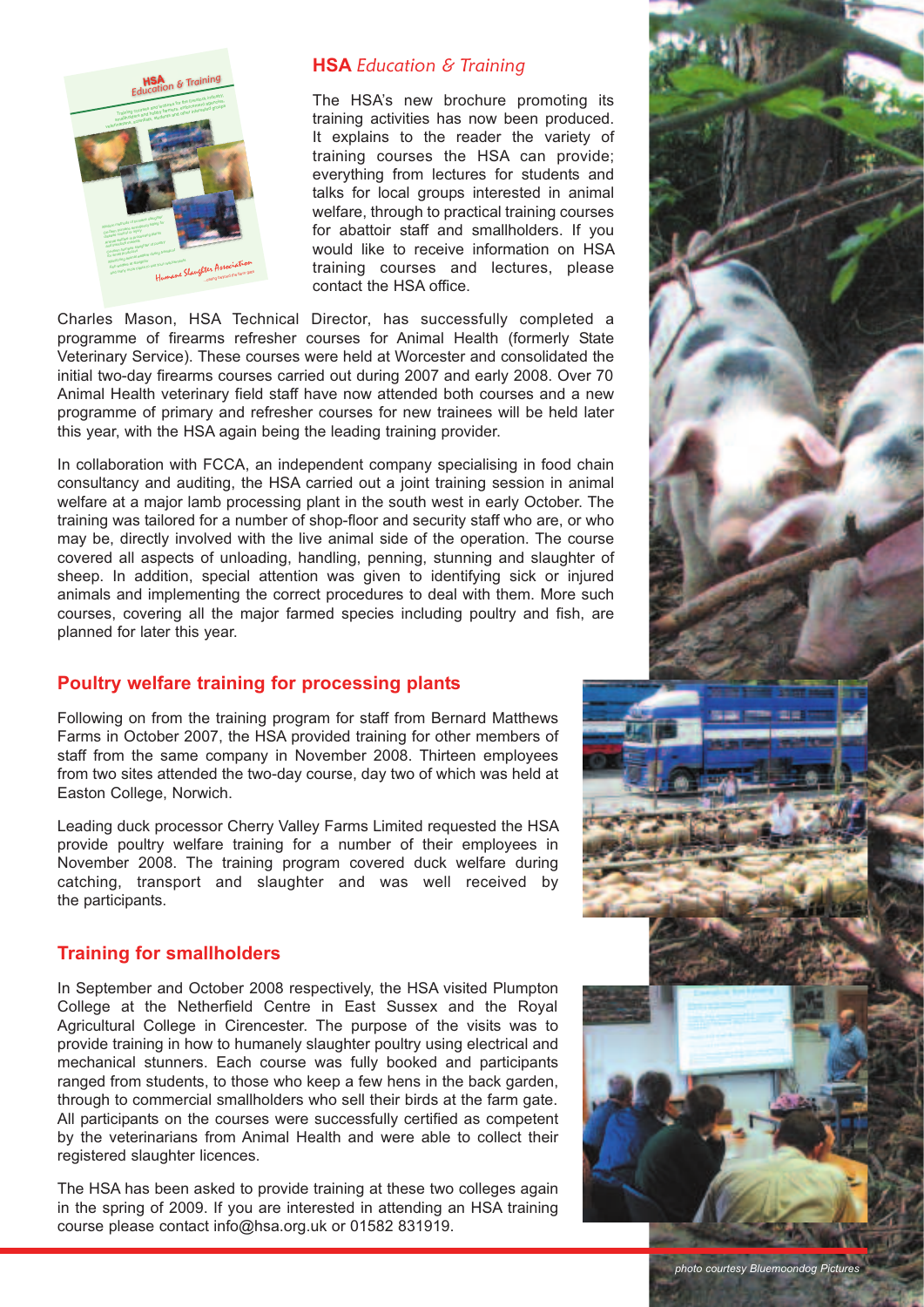## **HSA** *Education & Training*

The HSA's new brochure promoting its training activities has now been produced. It explains to the reader the variety of training courses the HSA can provide; everything from lectures for students and talks for local groups interested in animal welfare, through to practical training courses for abattoir staff and smallholders. If you would like to receive information on HSA training courses and lectures, please contact the HSA office.

Charles Mason, HSA Technical Director, has successfully completed a programme of firearms refresher courses for Animal Health (formerly State Veterinary Service). These courses were held at Worcester and consolidated the initial two-day firearms courses carried out during 2007 and early 2008. Over 70 Animal Health veterinary field staff have now attended both courses and a new programme of primary and refresher courses for new trainees will be held later this year, with the HSA again being the leading training provider.

In collaboration with FCCA, an independent company specialising in food chain consultancy and auditing, the HSA carried out a joint training session in animal welfare at a major lamb processing plant in the south west in early October. The training was tailored for a number of shop-floor and security staff who are, or who may be, directly involved with the live animal side of the operation. The course covered all aspects of unloading, handling, penning, stunning and slaughter of sheep. In addition, special attention was given to identifying sick or injured animals and implementing the correct procedures to deal with them. More such courses, covering all the major farmed species including poultry and fish, are planned for later this year.

## Poultry welfare training for processing plants

Following on from the training program for staff from Bernard Matthews Farms in October 2007, the HSA provided training for other members of staff from the same company in November 2008. Thirteen employees from two sites attended the two-day course, day two of which was held at Easton College, Norwich.

Leading duck processor Cherry Valley Farms Limited requested the HSA provide poultry welfare training for a number of their employees in November 2008. The training program covered duck welfare during catching, transport and slaughter and was well received by the participants.

## Training for smallholders

In September and October 2008 respectively, the HSA visited Plumpton College at the Netherfield Centre in East Sussex and the Royal Agricultural College in Cirencester. The purpose of the visits was to provide training in how to humanely slaughter poultry using electrical and mechanical stunners. Each course was fully booked and participants ranged from students, to those who keep a few hens in the back garden, through to commercial smallholders who sell their birds at the farm gate. All participants on the courses were successfully certified as competent by the veterinarians from Animal Health and were able to collect their registered slaughter licences.

The HSA has been asked to provide training at these two colleges again in the spring of 2009. If you are interested in attending an HSA training course please contact info@hsa.org.uk or 01582 831919.

*photo courtesy Bluemoondog Pictures*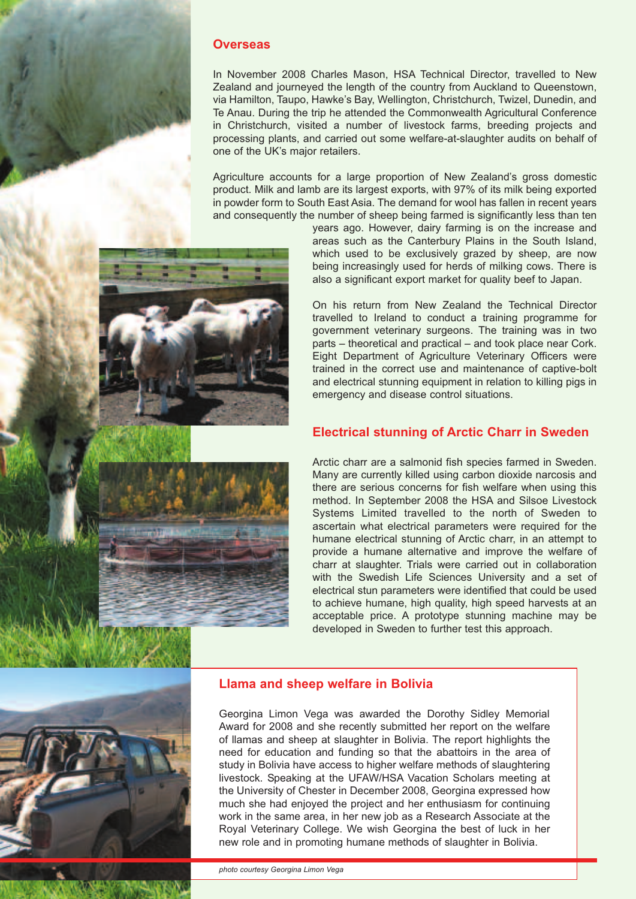## Overseas

In November 2008 Charles Mason, HSA Technical Director, travelled to New Zealand and journeyed the length of the country from Auckland to Queenstown, via Hamilton, Taupo, Hawke's Bay, Wellington, Christchurch, Twizel, Dunedin, and Te Anau. During the trip he attended the Commonwealth Agricultural Conference in Christchurch, visited a number of livestock farms, breeding projects and processing plants, and carried out some welfare-at-slaughter audits on behalf of one of the UK's major retailers.

Agriculture accounts for a large proportion of New Zealand's gross domestic product. Milk and lamb are its largest exports, with 97% of its milk being exported in powder form to South East Asia. The demand for wool has fallen in recent years and consequently the number of sheep being farmed is significantly less than ten years ago. However, dairy farming is on the increase and areas such as the Canterbury Plains in the South Island, which used to be exclusively grazed by sheep, are now being increasingly used for herds of milking cows. There is also a significant export market for quality beef to Japan.

On his return from New Zealand the Technical Director travelled to Ireland to conduct a training programme for government veterinary surgeons. The training was in two parts – theoretical and practical – and took place near Cork. Eight Department of Agriculture Veterinary Officers were trained in the correct use and maintenance of captive-bolt and electrical stunning equipment in relation to killing pigs in emergency and disease control situations.

## Electrical stunning of Arctic Charr in Sweden

Arctic charr are a salmonid fish species farmed in Sweden. Many are currently killed using carbon dioxide narcosis and there are serious concerns for fish welfare when using this method. In September 2008 the HSA and Silsoe Livestock Systems Limited travelled to the north of Sweden to ascertain what electrical parameters were required for the humane electrical stunning of Arctic charr, in an attempt to provide a humane alternative and improve the welfare of charr at slaughter. Trials were carried out in collaboration with the Swedish Life Sciences University and a set of electrical stun parameters were identified that could be used to achieve humane, high quality, high speed harvests at an acceptable price. A prototype stunning machine may be developed in Sweden to further test this approach.

## Llama and sheep welfare in Bolivia

Georgina Limon Vega was awarded the Dorothy Sidley Memorial Award for 2008 and she recently submitted her report on the welfare of llamas and sheep at slaughter in Bolivia. The report highlights the need for education and funding so that the abattoirs in the area of study in Bolivia have access to higher welfare methods of slaughtering livestock. Speaking at the UFAW/HSA Vacation Scholars meeting at the University of Chester in December 2008, Georgina expressed how much she had enjoyed the project and her enthusiasm for continuing work in the same area, in her new job as a Research Associate at the Royal Veterinary College. We wish Georgina the best of luck in her new role and in promoting humane methods of slaughter in Bolivia.

*photo courtesy Georgina Limon Vega*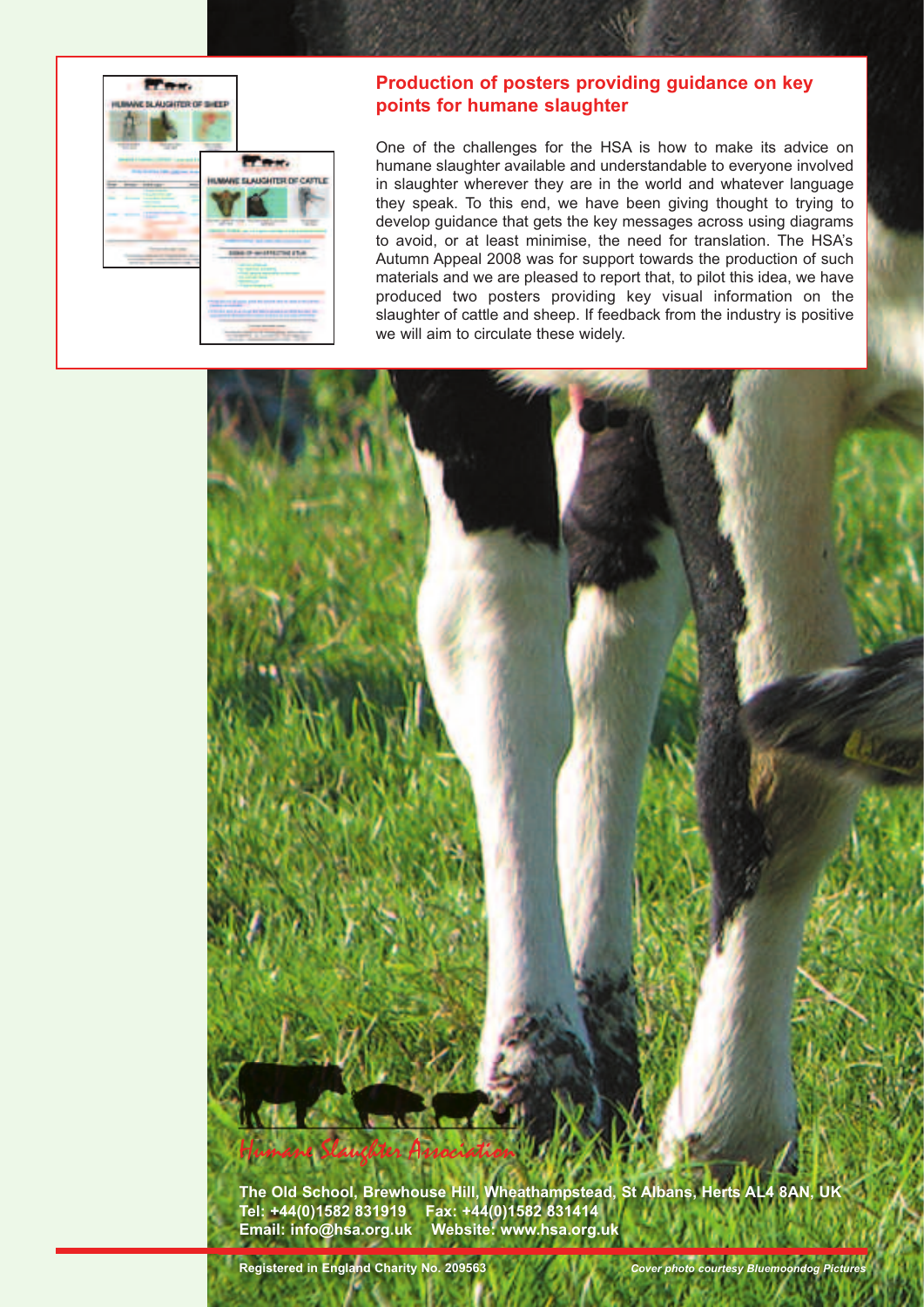## Production of posters providing guidance on key points for humane slaughter

One of the challenges for the HSA is how to make its advice on humane slaughter available and understandable to everyone involved in slaughter wherever they are in the world and whatever language they speak. To this end, we have been giving thought to trying to develop guidance that gets the key messages across using diagrams to avoid, or at least minimise, the need for translation. The HSA's Autumn Appeal 2008 was for support towards the production of such materials and we are pleased to report that, to pilot this idea, we have produced two posters providing key visual information on the slaughter of cattle and sheep. If feedback from the industry is positive we will aim to circulate these widely.

*Humane Slaughter Association*

**The Old School, Brewhouse Hill, Wheathampstead, St Albans, Herts AL4 8AN, UK**
**Tel: +44(0)1582 831919 Fax: +44(0)1582 831414**
**Email: info@hsa.org.uk Website: www.hsa.org.uk**

**Registered in England Charity No. 209563**

***Cover photo courtesy Bluemoondog Pictures***